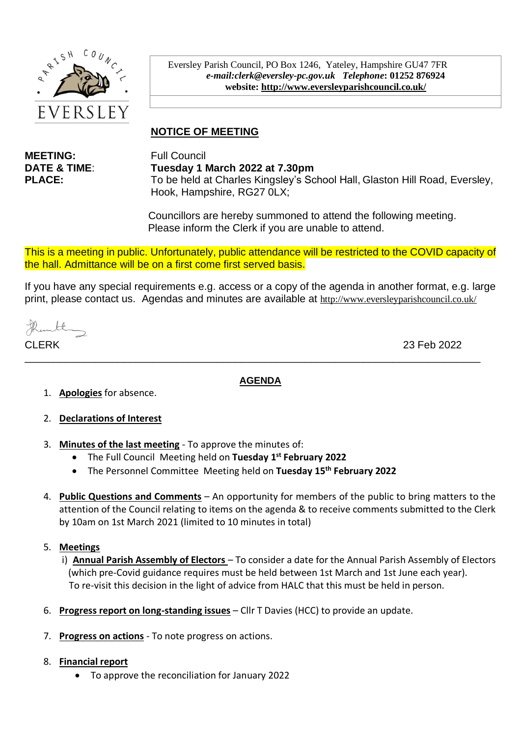PARISH COUNCIL
EVERSLEY

Eversley Parish Council, PO Box 1246, Yateley, Hampshire GU47 7FR
***e-mail:clerk@eversley-pc.gov.uk*** ***Telephone*: 01252 876924**
**website: http://www.eversleyparishcouncil.co.uk/**

## NOTICE OF MEETING

**MEETING:** Full Council
**DATE & TIME**: **Tuesday 1 March 2022 at 7.30pm**
**PLACE:** To be held at Charles Kingsley's School Hall, Glaston Hill Road, Eversley, Hook, Hampshire, RG27 0LX;

Councillors are hereby summoned to attend the following meeting.
Please inform the Clerk if you are unable to attend.

This is a meeting in public. Unfortunately, public attendance will be restricted to the COVID capacity of the hall. Admittance will be on a first come first served basis.

If you have any special requirements e.g. access or a copy of the agenda in another format, e.g. large print, please contact us. Agendas and minutes are available at http://www.eversleyparishcouncil.co.uk/

CLERK 23 Feb 2022

---

## AGENDA

1. **Apologies** for absence.

2. **Declarations of Interest**

3. **Minutes of the last meeting** - To approve the minutes of:
   - The Full Council Meeting held on **Tuesday 1st February 2022**
   - The Personnel Committee Meeting held on **Tuesday 15th February 2022**

4. **Public Questions and Comments** – An opportunity for members of the public to bring matters to the attention of the Council relating to items on the agenda & to receive comments submitted to the Clerk by 10am on 1st March 2021 (limited to 10 minutes in total)

5. **Meetings**
   i) **Annual Parish Assembly of Electors** – To consider a date for the Annual Parish Assembly of Electors (which pre-Covid guidance requires must be held between 1st March and 1st June each year). To re-visit this decision in the light of advice from HALC that this must be held in person.

6. **Progress report on long-standing issues** – Cllr T Davies (HCC) to provide an update.

7. **Progress on actions** - To note progress on actions.

8. **Financial report**
   - To approve the reconciliation for January 2022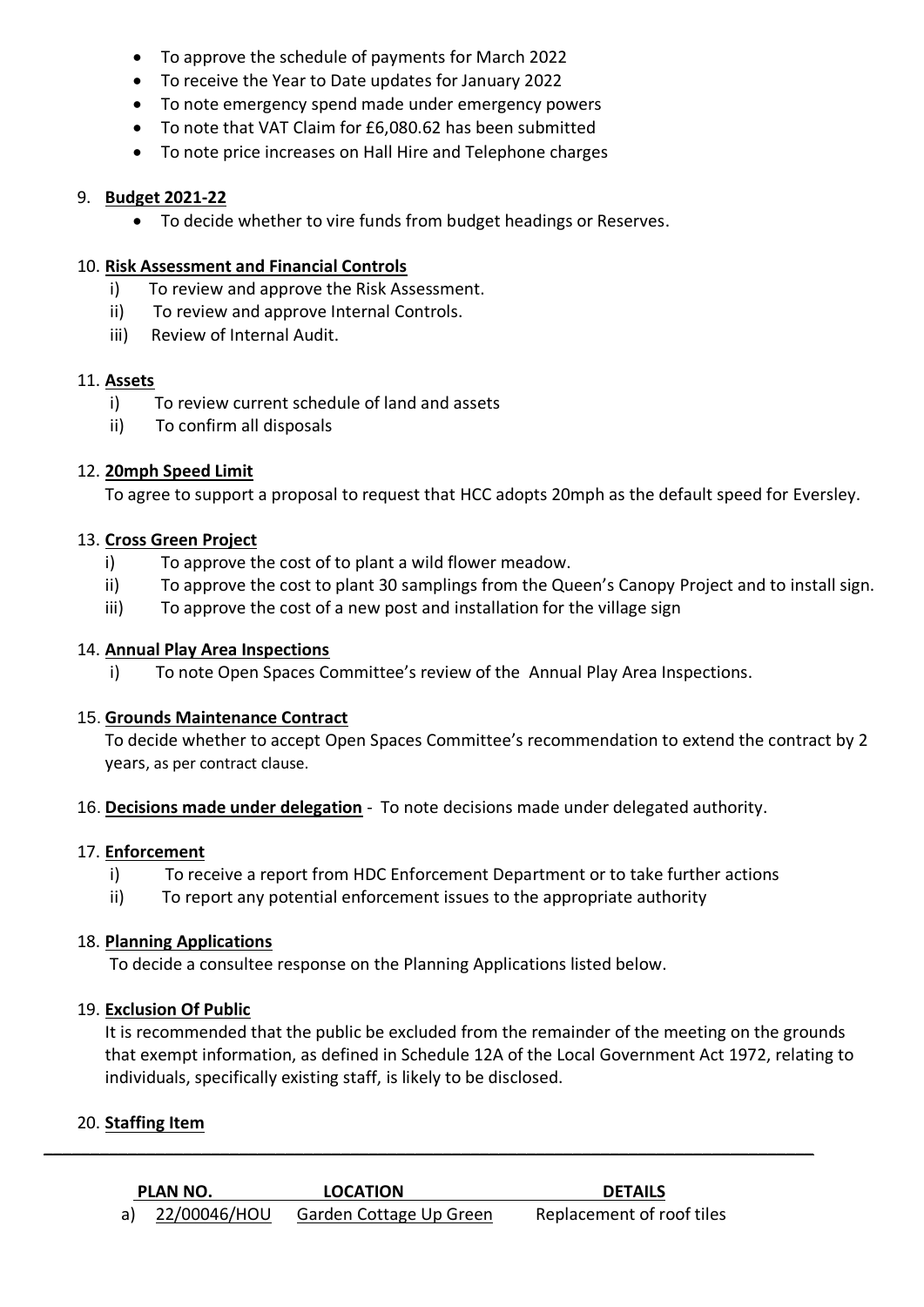- To approve the schedule of payments for March 2022
- To receive the Year to Date updates for January 2022
- To note emergency spend made under emergency powers
- To note that VAT Claim for £6,080.62 has been submitted
- To note price increases on Hall Hire and Telephone charges

9. **Budget 2021-22**
   - To decide whether to vire funds from budget headings or Reserves.

10. **Risk Assessment and Financial Controls**
    i) To review and approve the Risk Assessment.
    ii) To review and approve Internal Controls.
    iii) Review of Internal Audit.

11. **Assets**
    i) To review current schedule of land and assets
    ii) To confirm all disposals

12. **20mph Speed Limit**
    To agree to support a proposal to request that HCC adopts 20mph as the default speed for Eversley.

13. **Cross Green Project**
    i) To approve the cost of to plant a wild flower meadow.
    ii) To approve the cost to plant 30 samplings from the Queen's Canopy Project and to install sign.
    iii) To approve the cost of a new post and installation for the village sign

14. **Annual Play Area Inspections**
    i) To note Open Spaces Committee's review of the Annual Play Area Inspections.

15. **Grounds Maintenance Contract**
    To decide whether to accept Open Spaces Committee's recommendation to extend the contract by 2 years, as per contract clause.

16. **Decisions made under delegation** - To note decisions made under delegated authority.

17. **Enforcement**
    i) To receive a report from HDC Enforcement Department or to take further actions
    ii) To report any potential enforcement issues to the appropriate authority

18. **Planning Applications**
    To decide a consultee response on the Planning Applications listed below.

19. **Exclusion Of Public**
    It is recommended that the public be excluded from the remainder of the meeting on the grounds that exempt information, as defined in Schedule 12A of the Local Government Act 1972, relating to individuals, specifically existing staff, is likely to be disclosed.

20. **Staffing Item**

---

| | PLAN NO. | LOCATION | DETAILS |
|---|---|---|---|
| a) | 22/00046/HOU | Garden Cottage Up Green | Replacement of roof tiles |